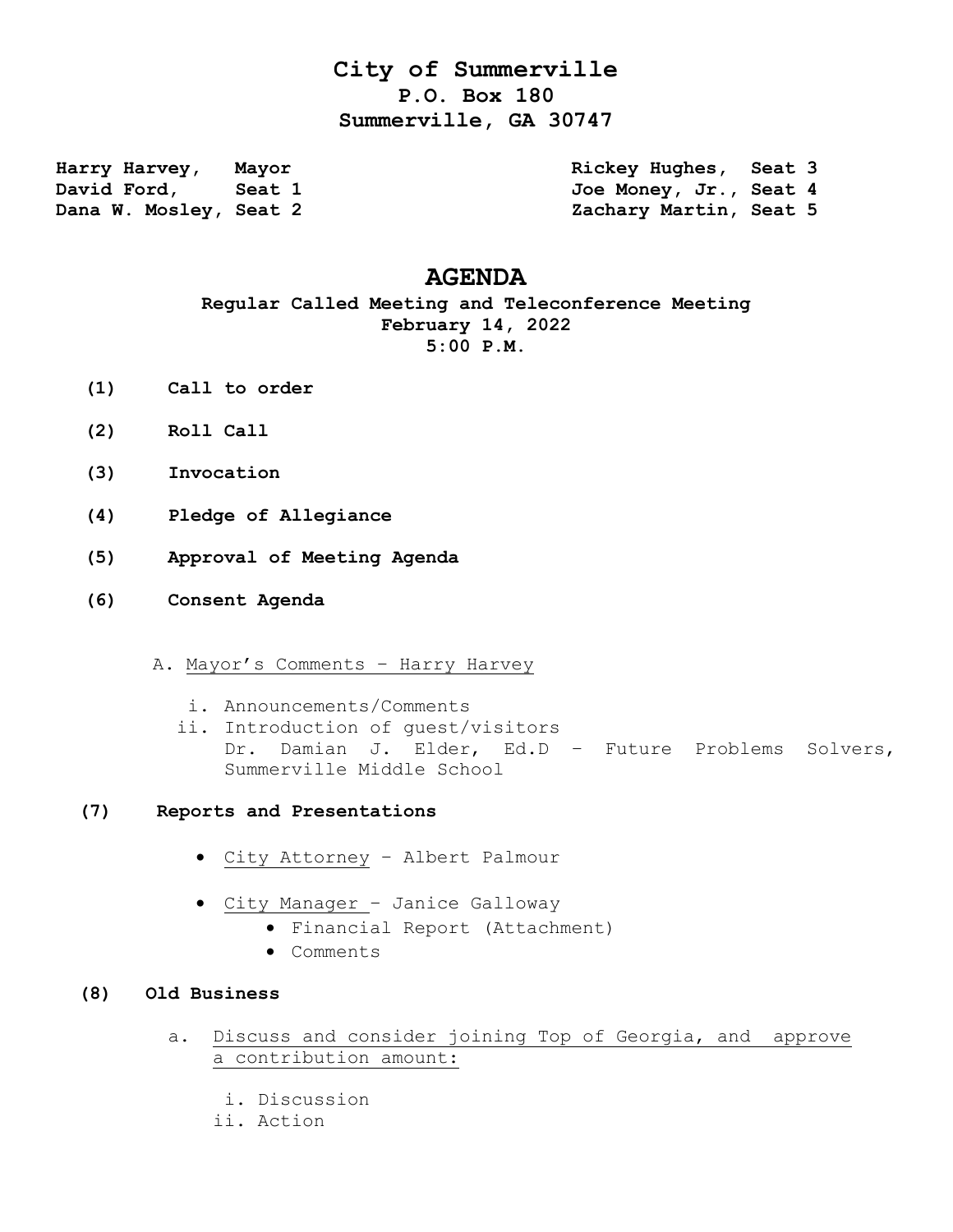# City of Summerville
**P.O. Box 180**
**Summerville, GA 30747**

**Harry Harvey, Mayor**
**David Ford, Seat 1**
**Dana W. Mosley, Seat 2**
**Rickey Hughes, Seat 3**
**Joe Money, Jr., Seat 4**
**Zachary Martin, Seat 5**

## AGENDA

**Regular Called Meeting and Teleconference Meeting**
**February 14, 2022**
**5:00 P.M.**

**(1) Call to order**

**(2) Roll Call**

**(3) Invocation**

**(4) Pledge of Allegiance**

**(5) Approval of Meeting Agenda**

**(6) Consent Agenda**

A. Mayor's Comments – Harry Harvey

   i. Announcements/Comments
   ii. Introduction of guest/visitors
   Dr. Damian J. Elder, Ed.D – Future Problems Solvers, Summerville Middle School

**(7) Reports and Presentations**

- City Attorney – Albert Palmour
- City Manager – Janice Galloway
  - Financial Report (Attachment)
  - Comments

**(8) Old Business**

a. Discuss and consider joining Top of Georgia, and approve a contribution amount:

   i. Discussion
   ii. Action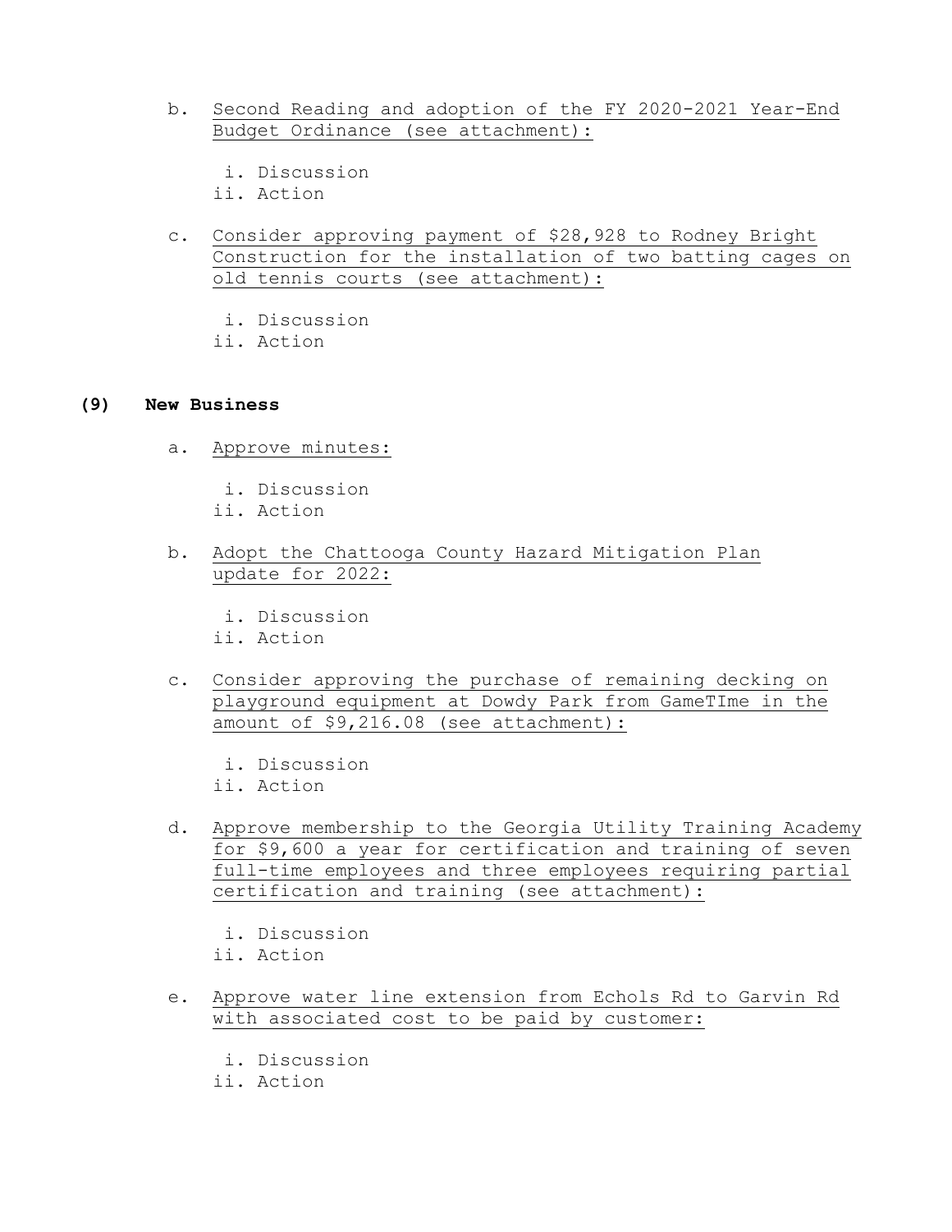b. Second Reading and adoption of the FY 2020-2021 Year-End Budget Ordinance (see attachment):

   i. Discussion
   ii. Action

c. Consider approving payment of $28,928 to Rodney Bright Construction for the installation of two batting cages on old tennis courts (see attachment):

   i. Discussion
   ii. Action

## (9) New Business

a. Approve minutes:

   i. Discussion
   ii. Action

b. Adopt the Chattooga County Hazard Mitigation Plan update for 2022:

   i. Discussion
   ii. Action

c. Consider approving the purchase of remaining decking on playground equipment at Dowdy Park from GameTIme in the amount of $9,216.08 (see attachment):

   i. Discussion
   ii. Action

d. Approve membership to the Georgia Utility Training Academy for $9,600 a year for certification and training of seven full-time employees and three employees requiring partial certification and training (see attachment):

   i. Discussion
   ii. Action

e. Approve water line extension from Echols Rd to Garvin Rd with associated cost to be paid by customer:

   i. Discussion
   ii. Action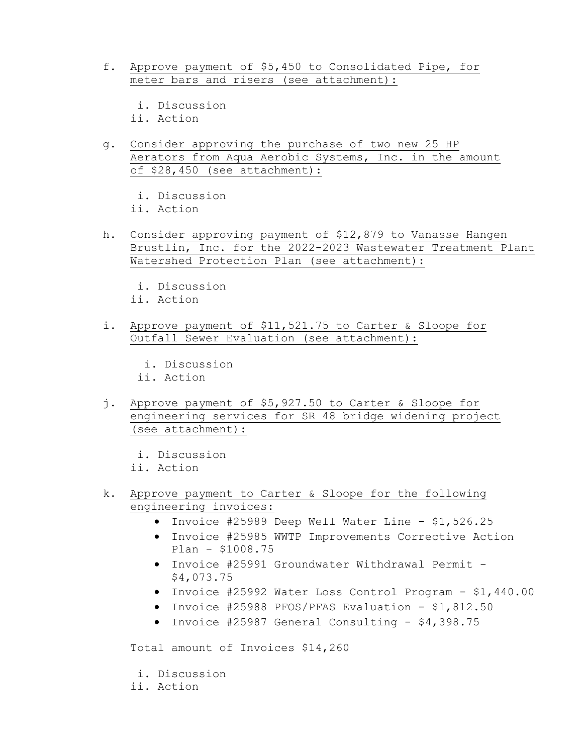f. Approve payment of $5,450 to Consolidated Pipe, for meter bars and risers (see attachment):

   i. Discussion
   ii. Action

g. Consider approving the purchase of two new 25 HP Aerators from Aqua Aerobic Systems, Inc. in the amount of $28,450 (see attachment):

   i. Discussion
   ii. Action

h. Consider approving payment of $12,879 to Vanasse Hangen Brustlin, Inc. for the 2022-2023 Wastewater Treatment Plant Watershed Protection Plan (see attachment):

   i. Discussion
   ii. Action

i. Approve payment of $11,521.75 to Carter & Sloope for Outfall Sewer Evaluation (see attachment):

   i. Discussion
   ii. Action

j. Approve payment of $5,927.50 to Carter & Sloope for engineering services for SR 48 bridge widening project (see attachment):

   i. Discussion
   ii. Action

k. Approve payment to Carter & Sloope for the following engineering invoices:

   - Invoice #25989 Deep Well Water Line - $1,526.25
   - Invoice #25985 WWTP Improvements Corrective Action Plan - $1008.75
   - Invoice #25991 Groundwater Withdrawal Permit - $4,073.75
   - Invoice #25992 Water Loss Control Program - $1,440.00
   - Invoice #25988 PFOS/PFAS Evaluation - $1,812.50
   - Invoice #25987 General Consulting - $4,398.75

   Total amount of Invoices $14,260

   i. Discussion
   ii. Action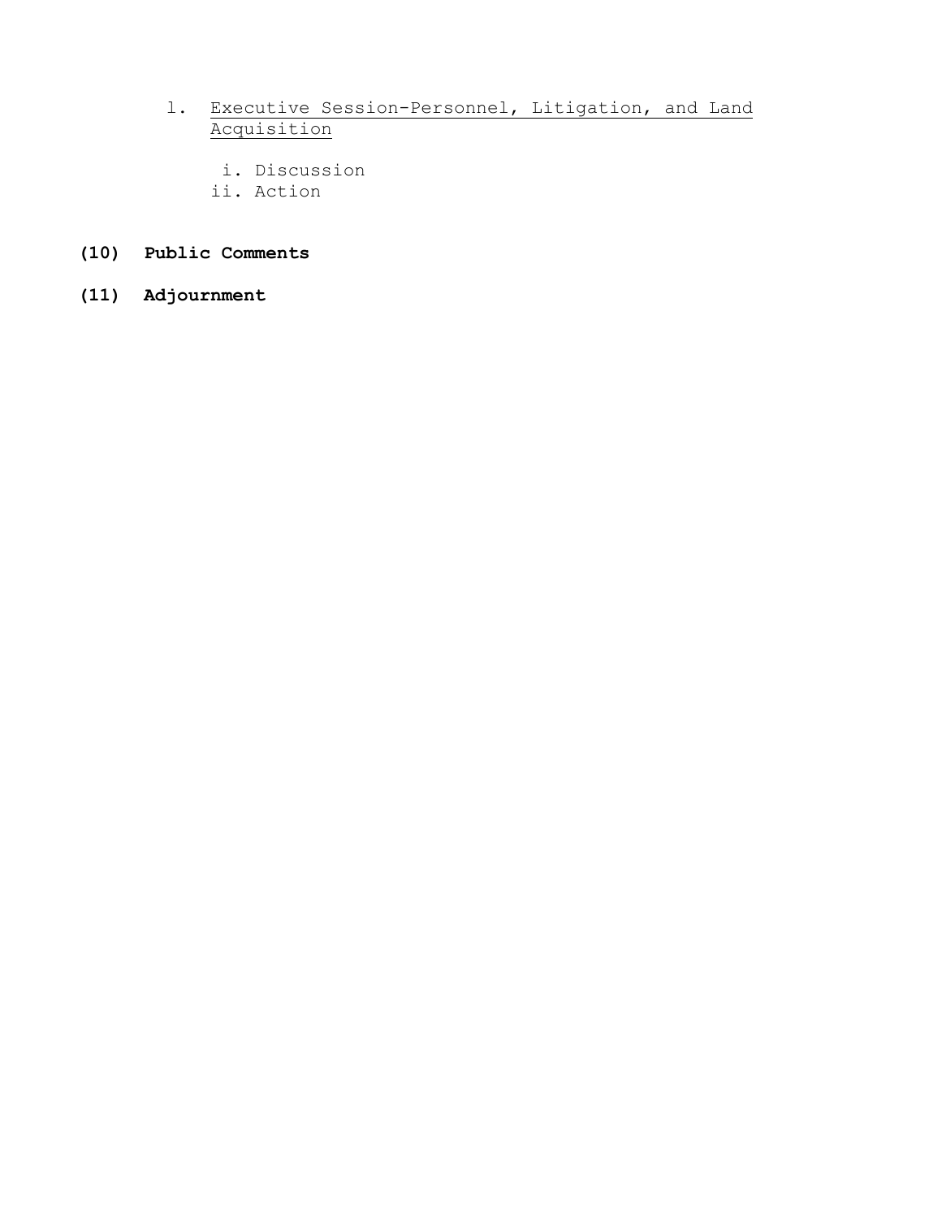l. Executive Session-Personnel, Litigation, and Land Acquisition

   i. Discussion
   ii. Action

**(10) Public Comments**

**(11) Adjournment**